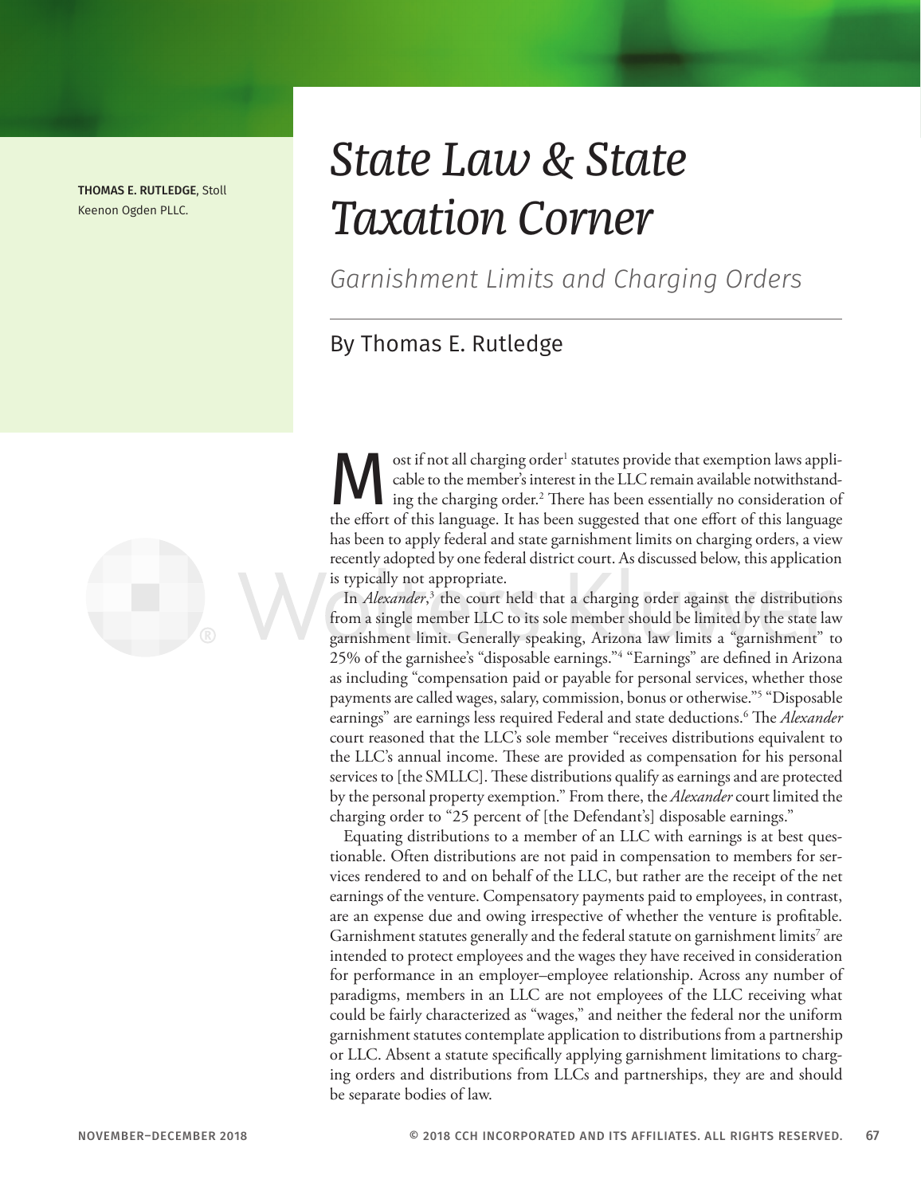THOMAS E. RUTLEDGE, Stoll Keenon Ogden PLLC.

# State Law & State Taxation Corner

## Garnishment Limits and Charging Orders

By Thomas E. Rutledge

Most if not all charging order[1] statutes provide that exemption laws applicable to the member's interest in the LLC remain available notwithstanding the charging order.[2] There has been essentially no consideration of the effort of this language. It has been suggested that one effort of this language has been to apply federal and state garnishment limits on charging orders, a view recently adopted by one federal district court. As discussed below, this application is typically not appropriate.

In *Alexander*,[3] the court held that a charging order against the distributions from a single member LLC to its sole member should be limited by the state law garnishment limit. Generally speaking, Arizona law limits a "garnishment" to 25% of the garnishee's "disposable earnings."[4] "Earnings" are defined in Arizona as including "compensation paid or payable for personal services, whether those payments are called wages, salary, commission, bonus or otherwise."[5] "Disposable earnings" are earnings less required Federal and state deductions.[6] The *Alexander* court reasoned that the LLC's sole member "receives distributions equivalent to the LLC's annual income. These are provided as compensation for his personal services to [the SMLLC]. These distributions qualify as earnings and are protected by the personal property exemption." From there, the *Alexander* court limited the charging order to "25 percent of [the Defendant's] disposable earnings."

Equating distributions to a member of an LLC with earnings is at best questionable. Often distributions are not paid in compensation to members for services rendered to and on behalf of the LLC, but rather are the receipt of the net earnings of the venture. Compensatory payments paid to employees, in contrast, are an expense due and owing irrespective of whether the venture is profitable. Garnishment statutes generally and the federal statute on garnishment limits[7] are intended to protect employees and the wages they have received in consideration for performance in an employer–employee relationship. Across any number of paradigms, members in an LLC are not employees of the LLC receiving what could be fairly characterized as "wages," and neither the federal nor the uniform garnishment statutes contemplate application to distributions from a partnership or LLC. Absent a statute specifically applying garnishment limitations to charging orders and distributions from LLCs and partnerships, they are and should be separate bodies of law.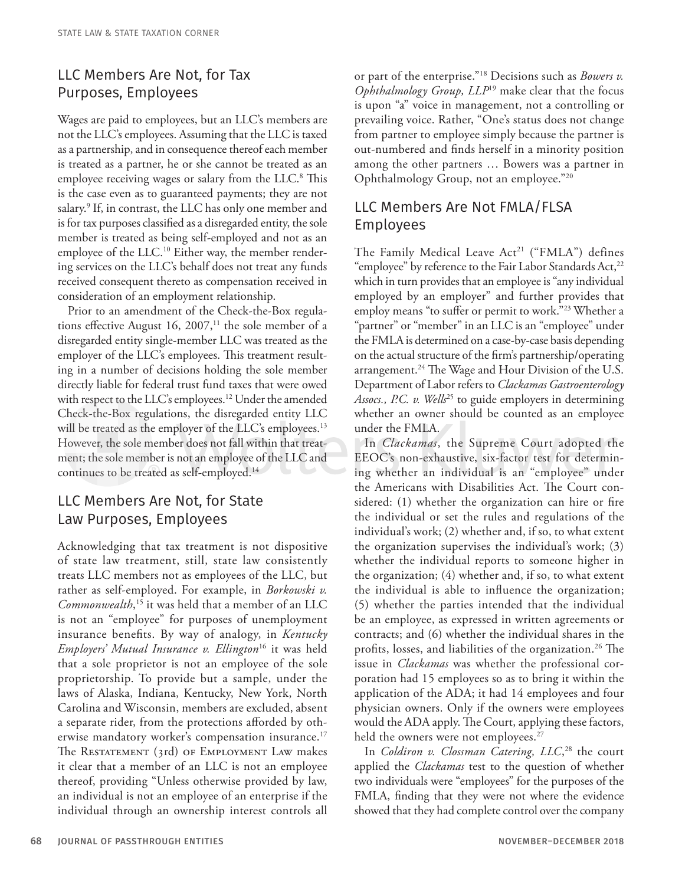## LLC Members Are Not, for Tax Purposes, Employees

Wages are paid to employees, but an LLC's members are not the LLC's employees. Assuming that the LLC is taxed as a partnership, and in consequence thereof each member is treated as a partner, he or she cannot be treated as an employee receiving wages or salary from the LLC.[8] This is the case even as to guaranteed payments; they are not salary.[9] If, in contrast, the LLC has only one member and is for tax purposes classified as a disregarded entity, the sole member is treated as being self-employed and not as an employee of the LLC.[10] Either way, the member rendering services on the LLC's behalf does not treat any funds received consequent thereto as compensation received in consideration of an employment relationship.

Prior to an amendment of the Check-the-Box regulations effective August 16, 2007,[11] the sole member of a disregarded entity single-member LLC was treated as the employer of the LLC's employees. This treatment resulting in a number of decisions holding the sole member directly liable for federal trust fund taxes that were owed with respect to the LLC's employees.[12] Under the amended Check-the-Box regulations, the disregarded entity LLC will be treated as the employer of the LLC's employees.[13] However, the sole member does not fall within that treatment; the sole member is not an employee of the LLC and continues to be treated as self-employed.[14]

## LLC Members Are Not, for State Law Purposes, Employees

Acknowledging that tax treatment is not dispositive of state law treatment, still, state law consistently treats LLC members not as employees of the LLC, but rather as self-employed. For example, in *Borkowski v. Commonwealth*,[15] it was held that a member of an LLC is not an "employee" for purposes of unemployment insurance benefits. By way of analogy, in *Kentucky Employers' Mutual Insurance v. Ellington*[16] it was held that a sole proprietor is not an employee of the sole proprietorship. To provide but a sample, under the laws of Alaska, Indiana, Kentucky, New York, North Carolina and Wisconsin, members are excluded, absent a separate rider, from the protections afforded by otherwise mandatory worker's compensation insurance.[17] The Restatement (3rd) of Employment Law makes it clear that a member of an LLC is not an employee thereof, providing "Unless otherwise provided by law, an individual is not an employee of an enterprise if the individual through an ownership interest controls all or part of the enterprise."[18] Decisions such as *Bowers v. Ophthalmology Group, LLP*[19] make clear that the focus is upon "a" voice in management, not a controlling or prevailing voice. Rather, "One's status does not change from partner to employee simply because the partner is out-numbered and finds herself in a minority position among the other partners … Bowers was a partner in Ophthalmology Group, not an employee."[20]

## LLC Members Are Not FMLA/FLSA Employees

The Family Medical Leave Act[21] ("FMLA") defines "employee" by reference to the Fair Labor Standards Act,[22] which in turn provides that an employee is "any individual employed by an employer" and further provides that employ means "to suffer or permit to work."[23] Whether a "partner" or "member" in an LLC is an "employee" under the FMLA is determined on a case-by-case basis depending on the actual structure of the firm's partnership/operating arrangement.[24] The Wage and Hour Division of the U.S. Department of Labor refers to *Clackamas Gastroenterology Assocs., P.C. v. Wells*[25] to guide employers in determining whether an owner should be counted as an employee under the FMLA.

In *Clackamas*, the Supreme Court adopted the EEOC's non-exhaustive, six-factor test for determining whether an individual is an "employee" under the Americans with Disabilities Act. The Court considered: (1) whether the organization can hire or fire the individual or set the rules and regulations of the individual's work; (2) whether and, if so, to what extent the organization supervises the individual's work; (3) whether the individual reports to someone higher in the organization; (4) whether and, if so, to what extent the individual is able to influence the organization; (5) whether the parties intended that the individual be an employee, as expressed in written agreements or contracts; and (6) whether the individual shares in the profits, losses, and liabilities of the organization.[26] The issue in *Clackamas* was whether the professional corporation had 15 employees so as to bring it within the application of the ADA; it had 14 employees and four physician owners. Only if the owners were employees would the ADA apply. The Court, applying these factors, held the owners were not employees.[27]

In *Coldiron v. Clossman Catering, LLC*,[28] the court applied the *Clackamas* test to the question of whether two individuals were "employees" for the purposes of the FMLA, finding that they were not where the evidence showed that they had complete control over the company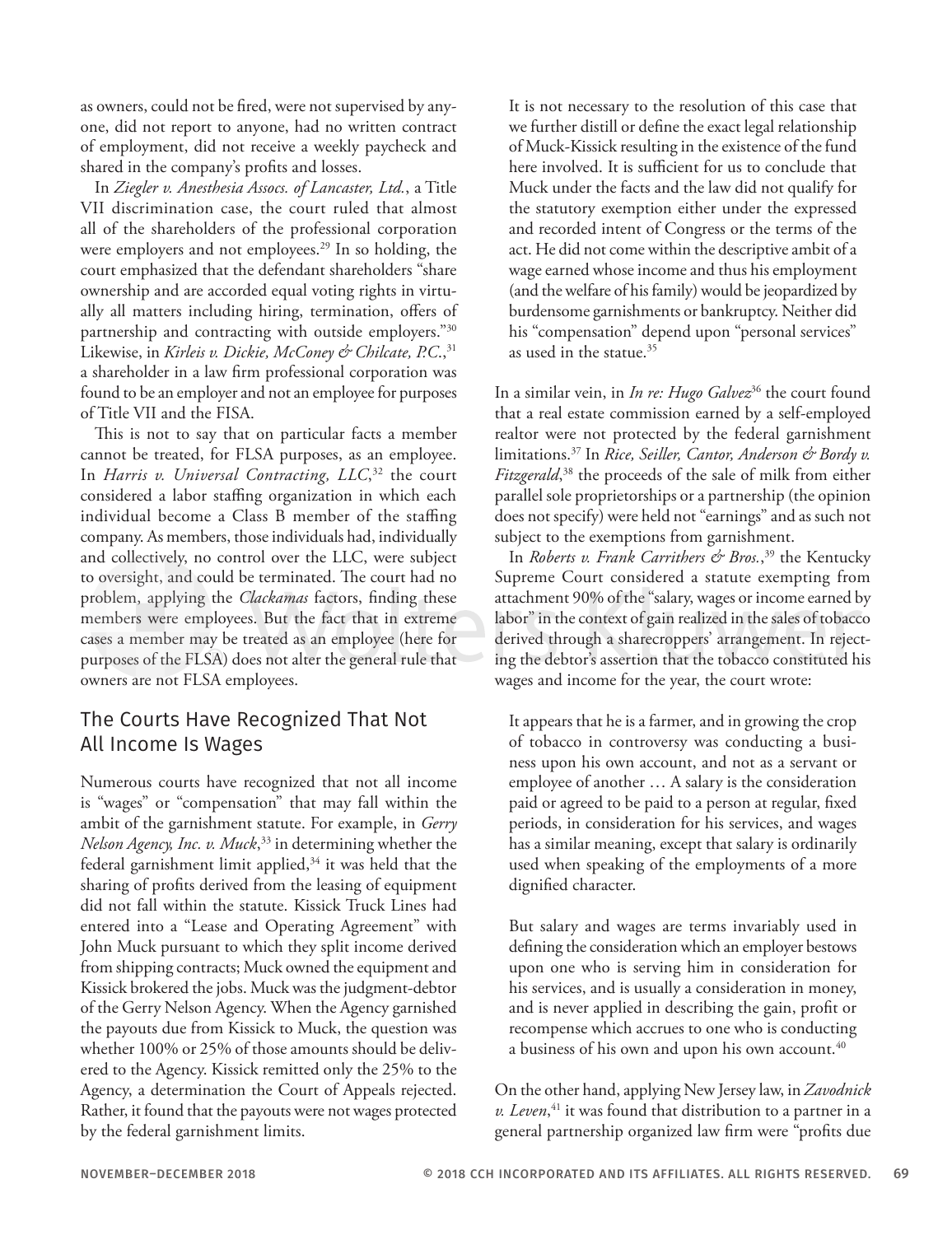as owners, could not be fired, were not supervised by anyone, did not report to anyone, had no written contract of employment, did not receive a weekly paycheck and shared in the company's profits and losses.

In *Ziegler v. Anesthesia Assocs. of Lancaster, Ltd.*, a Title VII discrimination case, the court ruled that almost all of the shareholders of the professional corporation were employers and not employees.[29] In so holding, the court emphasized that the defendant shareholders "share ownership and are accorded equal voting rights in virtually all matters including hiring, termination, offers of partnership and contracting with outside employers."[30] Likewise, in *Kirleis v. Dickie, McConey & Chilcate, P.C.*,[31] a shareholder in a law firm professional corporation was found to be an employer and not an employee for purposes of Title VII and the FISA.

This is not to say that on particular facts a member cannot be treated, for FLSA purposes, as an employee. In *Harris v. Universal Contracting, LLC*,[32] the court considered a labor staffing organization in which each individual become a Class B member of the staffing company. As members, those individuals had, individually and collectively, no control over the LLC, were subject to oversight, and could be terminated. The court had no problem, applying the *Clackamas* factors, finding these members were employees. But the fact that in extreme cases a member may be treated as an employee (here for purposes of the FLSA) does not alter the general rule that owners are not FLSA employees.

## The Courts Have Recognized That Not All Income Is Wages

Numerous courts have recognized that not all income is "wages" or "compensation" that may fall within the ambit of the garnishment statute. For example, in *Gerry Nelson Agency, Inc. v. Muck*,[33] in determining whether the federal garnishment limit applied,[34] it was held that the sharing of profits derived from the leasing of equipment did not fall within the statute. Kissick Truck Lines had entered into a "Lease and Operating Agreement" with John Muck pursuant to which they split income derived from shipping contracts; Muck owned the equipment and Kissick brokered the jobs. Muck was the judgment-debtor of the Gerry Nelson Agency. When the Agency garnished the payouts due from Kissick to Muck, the question was whether 100% or 25% of those amounts should be delivered to the Agency. Kissick remitted only the 25% to the Agency, a determination the Court of Appeals rejected. Rather, it found that the payouts were not wages protected by the federal garnishment limits.

> It is not necessary to the resolution of this case that we further distill or define the exact legal relationship of Muck-Kissick resulting in the existence of the fund here involved. It is sufficient for us to conclude that Muck under the facts and the law did not qualify for the statutory exemption either under the expressed and recorded intent of Congress or the terms of the act. He did not come within the descriptive ambit of a wage earned whose income and thus his employment (and the welfare of his family) would be jeopardized by burdensome garnishments or bankruptcy. Neither did his "compensation" depend upon "personal services" as used in the statue.[35]

In a similar vein, in *In re: Hugo Galvez*[36] the court found that a real estate commission earned by a self-employed realtor were not protected by the federal garnishment limitations.[37] In *Rice, Seiller, Cantor, Anderson & Bordy v. Fitzgerald*,[38] the proceeds of the sale of milk from either parallel sole proprietorships or a partnership (the opinion does not specify) were held not "earnings" and as such not subject to the exemptions from garnishment.

In *Roberts v. Frank Carrithers & Bros.*,[39] the Kentucky Supreme Court considered a statute exempting from attachment 90% of the "salary, wages or income earned by labor" in the context of gain realized in the sales of tobacco derived through a sharecroppers' arrangement. In rejecting the debtor's assertion that the tobacco constituted his wages and income for the year, the court wrote:

> It appears that he is a farmer, and in growing the crop of tobacco in controversy was conducting a business upon his own account, and not as a servant or employee of another … A salary is the consideration paid or agreed to be paid to a person at regular, fixed periods, in consideration for his services, and wages has a similar meaning, except that salary is ordinarily used when speaking of the employments of a more dignified character.
>
> But salary and wages are terms invariably used in defining the consideration which an employer bestows upon one who is serving him in consideration for his services, and is usually a consideration in money, and is never applied in describing the gain, profit or recompense which accrues to one who is conducting a business of his own and upon his own account.[40]

On the other hand, applying New Jersey law, in *Zavodnick v. Leven*,[41] it was found that distribution to a partner in a general partnership organized law firm were "profits due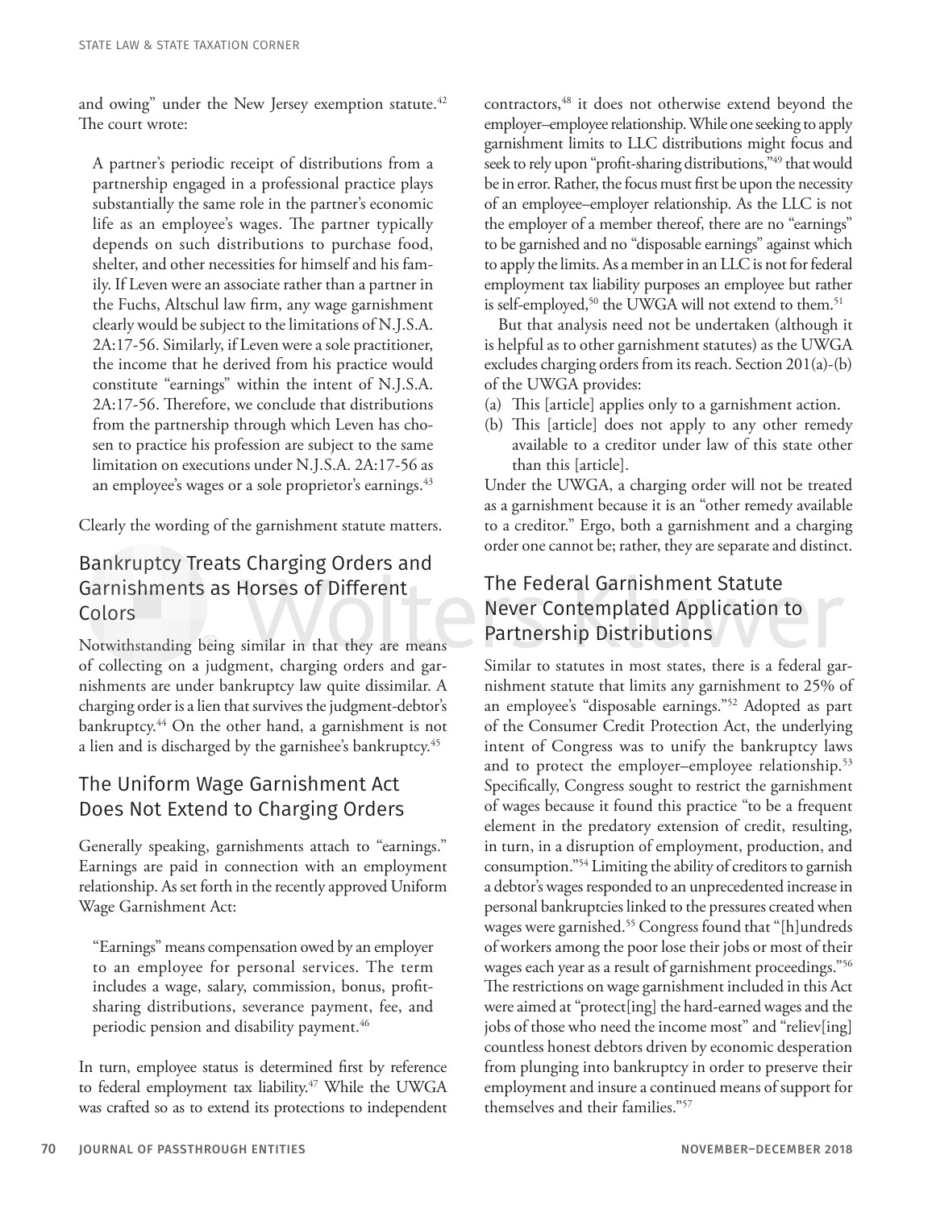and owing" under the New Jersey exemption statute.[42] The court wrote:

> A partner's periodic receipt of distributions from a partnership engaged in a professional practice plays substantially the same role in the partner's economic life as an employee's wages. The partner typically depends on such distributions to purchase food, shelter, and other necessities for himself and his family. If Leven were an associate rather than a partner in the Fuchs, Altschul law firm, any wage garnishment clearly would be subject to the limitations of N.J.S.A. 2A:17-56. Similarly, if Leven were a sole practitioner, the income that he derived from his practice would constitute "earnings" within the intent of N.J.S.A. 2A:17-56. Therefore, we conclude that distributions from the partnership through which Leven has chosen to practice his profession are subject to the same limitation on executions under N.J.S.A. 2A:17-56 as an employee's wages or a sole proprietor's earnings.[43]

Clearly the wording of the garnishment statute matters.

## Bankruptcy Treats Charging Orders and Garnishments as Horses of Different Colors

Notwithstanding being similar in that they are means of collecting on a judgment, charging orders and garnishments are under bankruptcy law quite dissimilar. A charging order is a lien that survives the judgment-debtor's bankruptcy.[44] On the other hand, a garnishment is not a lien and is discharged by the garnishee's bankruptcy.[45]

## The Uniform Wage Garnishment Act Does Not Extend to Charging Orders

Generally speaking, garnishments attach to "earnings." Earnings are paid in connection with an employment relationship. As set forth in the recently approved Uniform Wage Garnishment Act:

> "Earnings" means compensation owed by an employer to an employee for personal services. The term includes a wage, salary, commission, bonus, profit-sharing distributions, severance payment, fee, and periodic pension and disability payment.[46]

In turn, employee status is determined first by reference to federal employment tax liability.[47] While the UWGA was crafted so as to extend its protections to independent contractors,[48] it does not otherwise extend beyond the employer–employee relationship. While one seeking to apply garnishment limits to LLC distributions might focus and seek to rely upon "profit-sharing distributions,"[49] that would be in error. Rather, the focus must first be upon the necessity of an employee–employer relationship. As the LLC is not the employer of a member thereof, there are no "earnings" to be garnished and no "disposable earnings" against which to apply the limits. As a member in an LLC is not for federal employment tax liability purposes an employee but rather is self-employed,[50] the UWGA will not extend to them.[51]

But that analysis need not be undertaken (although it is helpful as to other garnishment statutes) as the UWGA excludes charging orders from its reach. Section 201(a)-(b) of the UWGA provides:

(a) This [article] applies only to a garnishment action.
(b) This [article] does not apply to any other remedy available to a creditor under law of this state other than this [article].

Under the UWGA, a charging order will not be treated as a garnishment because it is an "other remedy available to a creditor." Ergo, both a garnishment and a charging order one cannot be; rather, they are separate and distinct.

## The Federal Garnishment Statute Never Contemplated Application to Partnership Distributions

Similar to statutes in most states, there is a federal garnishment statute that limits any garnishment to 25% of an employee's "disposable earnings."[52] Adopted as part of the Consumer Credit Protection Act, the underlying intent of Congress was to unify the bankruptcy laws and to protect the employer–employee relationship.[53] Specifically, Congress sought to restrict the garnishment of wages because it found this practice "to be a frequent element in the predatory extension of credit, resulting, in turn, in a disruption of employment, production, and consumption."[54] Limiting the ability of creditors to garnish a debtor's wages responded to an unprecedented increase in personal bankruptcies linked to the pressures created when wages were garnished.[55] Congress found that "[h]undreds of workers among the poor lose their jobs or most of their wages each year as a result of garnishment proceedings."[56] The restrictions on wage garnishment included in this Act were aimed at "protect[ing] the hard-earned wages and the jobs of those who need the income most" and "reliev[ing] countless honest debtors driven by economic desperation from plunging into bankruptcy in order to preserve their employment and insure a continued means of support for themselves and their families."[57]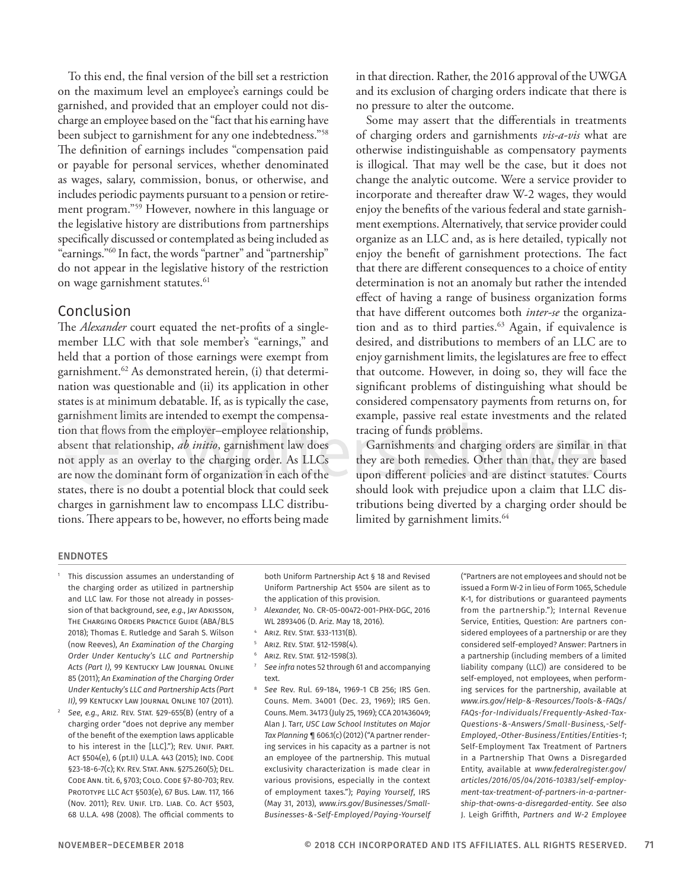To this end, the final version of the bill set a restriction on the maximum level an employee's earnings could be garnished, and provided that an employer could not discharge an employee based on the "fact that his earning have been subject to garnishment for any one indebtedness."[58] The definition of earnings includes "compensation paid or payable for personal services, whether denominated as wages, salary, commission, bonus, or otherwise, and includes periodic payments pursuant to a pension or retirement program."[59] However, nowhere in this language or the legislative history are distributions from partnerships specifically discussed or contemplated as being included as "earnings."[60] In fact, the words "partner" and "partnership" do not appear in the legislative history of the restriction on wage garnishment statutes.[61]

## Conclusion

The *Alexander* court equated the net-profits of a single-member LLC with that sole member's "earnings," and held that a portion of those earnings were exempt from garnishment.[62] As demonstrated herein, (i) that determination was questionable and (ii) its application in other states is at minimum debatable. If, as is typically the case, garnishment limits are intended to exempt the compensation that flows from the employer–employee relationship, absent that relationship, *ab initio*, garnishment law does not apply as an overlay to the charging order. As LLCs are now the dominant form of organization in each of the states, there is no doubt a potential block that could seek charges in garnishment law to encompass LLC distributions. There appears to be, however, no efforts being made in that direction. Rather, the 2016 approval of the UWGA and its exclusion of charging orders indicate that there is no pressure to alter the outcome.

Some may assert that the differentials in treatments of charging orders and garnishments *vis-a-vis* what are otherwise indistinguishable as compensatory payments is illogical. That may well be the case, but it does not change the analytic outcome. Were a service provider to incorporate and thereafter draw W-2 wages, they would enjoy the benefits of the various federal and state garnishment exemptions. Alternatively, that service provider could organize as an LLC and, as is here detailed, typically not enjoy the benefit of garnishment protections. The fact that there are different consequences to a choice of entity determination is not an anomaly but rather the intended effect of having a range of business organization forms that have different outcomes both *inter-se* the organization and as to third parties.[63] Again, if equivalence is desired, and distributions to members of an LLC are to enjoy garnishment limits, the legislatures are free to effect that outcome. However, in doing so, they will face the significant problems of distinguishing what should be considered compensatory payments from returns on, for example, passive real estate investments and the related tracing of funds problems.

Garnishments and charging orders are similar in that they are both remedies. Other than that, they are based upon different policies and are distinct statutes. Courts should look with prejudice upon a claim that LLC distributions being diverted by a charging order should be limited by garnishment limits.[64]

## ENDNOTES

1. This discussion assumes an understanding of the charging order as utilized in partnership and LLC law. For those not already in possession of that background, *see*, *e.g.*, Jay Adkisson, The Charging Orders Practice Guide (ABA/BLS 2018); Thomas E. Rutledge and Sarah S. Wilson (now Reeves), *An Examination of the Charging Order Under Kentucky's LLC and Partnership Acts (Part I)*, 99 Kentucky Law Journal Online 85 (2011); *An Examination of the Charging Order Under Kentucky's LLC and Partnership Acts (Part II)*, 99 Kentucky Law Journal Online 107 (2011).
2. *See*, *e.g.*, Ariz. Rev. Stat. §29-655(B) (entry of a charging order "does not deprive any member of the benefit of the exemption laws applicable to his interest in the [LLC]."); Rev. Unif. Part. Act §504(e), 6 (pt.II) U.L.A. 443 (2015); Ind. Code §23-18-6-7(c); Ky. Rev. Stat. Ann. §275.260(5); Del. Code Ann. tit. 6, §703; Colo. Code §7-80-703; Rev. Prototype LLC Act §503(e), 67 Bus. Law. 117, 166 (Nov. 2011); Rev. Unif. Ltd. Liab. Co. Act §503, 68 U.L.A. 498 (2008). The official comments to both Uniform Partnership Act § 18 and Revised Uniform Partnership Act §504 are silent as to the application of this provision.
3. *Alexander,* No. CR-05-00472-001-PHX-DGC, 2016 WL 2893406 (D. Ariz. May 18, 2016).
4. Ariz. Rev. Stat. §33-1131(B).
5. Ariz. Rev. Stat. §12-1598(4).
6. Ariz. Rev. Stat. §12-1598(3).
7. *See infra* notes 52 through 61 and accompanying text.
8. *See* Rev. Rul. 69-184, 1969-1 CB 256; IRS Gen. Couns. Mem. 34001 (Dec. 23, 1969); IRS Gen. Couns. Mem. 34173 (July 25, 1969); CCA 201436049; Alan J. Tarr, *USC Law School Institutes on Major Tax Planning* ¶ 606.1(c) (2012) ("A partner rendering services in his capacity as a partner is not an employee of the partnership. This mutual exclusivity characterization is made clear in various provisions, especially in the context of employment taxes."); *Paying Yourself*, IRS (May 31, 2013), *www.irs.gov/Businesses/Small-Businesses-&-Self-Employed/Paying-Yourself* ("Partners are not employees and should not be issued a Form W-2 in lieu of Form 1065, Schedule K-1, for distributions or guaranteed payments from the partnership."); Internal Revenue Service, Entities, Question: Are partners considered employees of a partnership or are they considered self-employed? Answer: Partners in a partnership (including members of a limited liability company (LLC)) are considered to be self-employed, not employees, when performing services for the partnership, available at *www.irs.gov/Help-&-Resources/Tools-&-FAQs/FAQs-for-Individuals/Frequently-Asked-Tax-Questions-&-Answers/Small-Business,-Self-Employed,-Other-Business/Entities/Entities-1*; Self-Employment Tax Treatment of Partners in a Partnership That Owns a Disregarded Entity, available at *www.federalregister.gov/articles/2016/05/04/2016-10383/self-employment-tax-treatment-of-partners-in-a-partnership-that-owns-a-disregarded-entity*. *See also* J. Leigh Griffith, *Partners and W-2 Employee*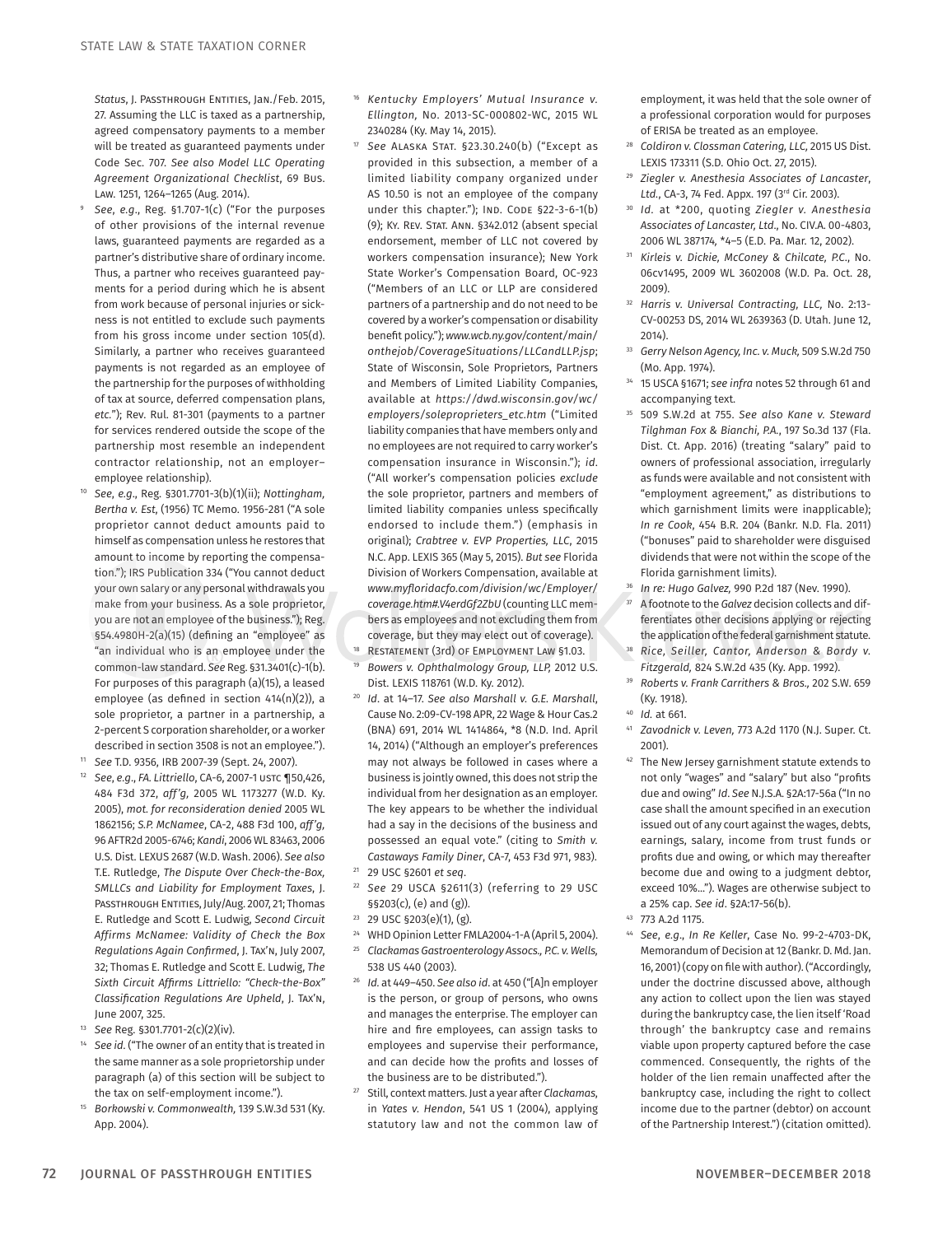*Status*, J. Passthrough Entities, Jan./Feb. 2015, 27. Assuming the LLC is taxed as a partnership, agreed compensatory payments to a member will be treated as guaranteed payments under Code Sec. 707. *See also Model LLC Operating Agreement Organizational Checklist*, 69 Bus. Law. 1251, 1264–1265 (Aug. 2014).

[9] *See*, *e.g.*, Reg. §1.707-1(c) ("For the purposes of other provisions of the internal revenue laws, guaranteed payments are regarded as a partner's distributive share of ordinary income. Thus, a partner who receives guaranteed payments for a period during which he is absent from work because of personal injuries or sickness is not entitled to exclude such payments from his gross income under section 105(d). Similarly, a partner who receives guaranteed payments is not regarded as an employee of the partnership for the purposes of withholding of tax at source, deferred compensation plans, *etc.*"); Rev. Rul. 81-301 (payments to a partner for services rendered outside the scope of the partnership most resemble an independent contractor relationship, not an employer–employee relationship).

[10] *See*, *e.g.*, Reg. §301.7701-3(b)(1)(ii); *Nottingham, Bertha v. Est*, (1956) TC Memo. 1956-281 ("A sole proprietor cannot deduct amounts paid to himself as compensation unless he restores that amount to income by reporting the compensation."); IRS Publication 334 ("You cannot deduct your own salary or any personal withdrawals you make from your business. As a sole proprietor, you are not an employee of the business."); Reg. §54.4980H-2(a)(15) (defining an "employee" as "an individual who is an employee under the common-law standard. *See* Reg. §31.3401(c)-1(b). For purposes of this paragraph (a)(15), a leased employee (as defined in section 414(n)(2)), a sole proprietor, a partner in a partnership, a 2-percent S corporation shareholder, or a worker described in section 3508 is not an employee.").

[11] *See* T.D. 9356, IRB 2007-39 (Sept. 24, 2007).

[12] *See*, *e.g.*, *FA. Littriello*, CA-6, 2007-1 ustc ¶50,426, 484 F3d 372, *aff'g*, 2005 WL 1173277 (W.D. Ky. 2005), *mot. for reconsideration denied* 2005 WL 1862156; *S.P. McNamee*, CA-2, 488 F3d 100, *aff'g*, 96 AFTR2d 2005-6746; *Kandi*, 2006 WL 83463, 2006 U.S. Dist. LEXUS 2687 (W.D. Wash. 2006). *See also* T.E. Rutledge, *The Dispute Over Check-the-Box, SMLLCs and Liability for Employment Taxes*, J. Passthrough Entities, July/Aug. 2007, 21; Thomas E. Rutledge and Scott E. Ludwig, *Second Circuit Affirms McNamee: Validity of Check the Box Regulations Again Confirmed*, J. Tax'n, July 2007, 32; Thomas E. Rutledge and Scott E. Ludwig, *The Sixth Circuit Affirms Littriello: "Check-the-Box" Classification Regulations Are Upheld*, J. Tax'n, June 2007, 325.

[13] *See* Reg. §301.7701-2(c)(2)(iv).

[14] *See id*. ("The owner of an entity that is treated in the same manner as a sole proprietorship under paragraph (a) of this section will be subject to the tax on self-employment income.").

[15] *Borkowski v. Commonwealth*, 139 S.W.3d 531 (Ky. App. 2004).

[16] *Kentucky Employers' Mutual Insurance v. Ellington*, No. 2013-SC-000802-WC, 2015 WL 2340284 (Ky. May 14, 2015).

[17] *See* Alaska Stat. §23.30.240(b) ("Except as provided in this subsection, a member of a limited liability company organized under AS 10.50 is not an employee of the company under this chapter."); Ind. Code §22-3-6-1(b)(9); Ky. Rev. Stat. Ann. §342.012 (absent special endorsement, member of LLC not covered by workers compensation insurance); New York State Worker's Compensation Board, OC-923 ("Members of an LLC or LLP are considered partners of a partnership and do not need to be covered by a worker's compensation or disability benefit policy."); *www.wcb.ny.gov/content/main/onthejob/CoverageSituations/LLCandLLP.jsp*; State of Wisconsin, Sole Proprietors, Partners and Members of Limited Liability Companies, available at *https://dwd.wisconsin.gov/wc/employers/soleproprieters_etc.htm* ("Limited liability companies that have members only and no employees are not required to carry worker's compensation insurance in Wisconsin."); *id*. ("All worker's compensation policies *exclude* the sole proprietor, partners and members of limited liability companies unless specifically endorsed to include them.") (emphasis in original); *Crabtree v. EVP Properties, LLC*, 2015 N.C. App. LEXIS 365 (May 5, 2015). *But see* Florida Division of Workers Compensation, available at *www.myfloridacfo.com/division/wc/Employer/coverage.htm#.V4erdGf2ZbU* (counting LLC members as employees and not excluding them from coverage, but they may elect out of coverage).

[18] Restatement (3rd) of Employment Law §1.03.

[19] *Bowers v. Ophthalmology Group, LLP*, 2012 U.S. Dist. LEXIS 118761 (W.D. Ky. 2012).

[20] *Id*. at 14–17. *See also Marshall v. G.E. Marshall*, Cause No. 2:09-CV-198 APR, 22 Wage & Hour Cas.2 (BNA) 691, 2014 WL 1414864, \*8 (N.D. Ind. April 14, 2014) ("Although an employer's preferences may not always be followed in cases where a business is jointly owned, this does not strip the individual from her designation as an employer. The key appears to be whether the individual had a say in the decisions of the business and possessed an equal vote." (citing to *Smith v. Castaways Family Diner*, CA-7, 453 F3d 971, 983).

[21] 29 USC §2601 *et seq*.

[22] *See* 29 USCA §2611(3) (referring to 29 USC §§203(c), (e) and (g)).

[23] 29 USC §203(e)(1), (g).

[24] WHD Opinion Letter FMLA2004-1-A (April 5, 2004).

[25] *Clackamas Gastroenterology Assocs., P.C. v. Wells*, 538 US 440 (2003).

[26] *Id*. at 449–450. *See also id*. at 450 ("[A]n employer is the person, or group of persons, who owns and manages the enterprise. The employer can hire and fire employees, can assign tasks to employees and supervise their performance, and can decide how the profits and losses of the business are to be distributed.").

[27] Still, context matters. Just a year after *Clackamas*, in *Yates v. Hendon*, 541 US 1 (2004), applying statutory law and not the common law of employment, it was held that the sole owner of a professional corporation would for purposes of ERISA be treated as an employee.

[28] *Coldiron v. Clossman Catering, LLC*, 2015 US Dist. LEXIS 173311 (S.D. Ohio Oct. 27, 2015).

[29] *Ziegler v. Anesthesia Associates of Lancaster, Ltd.*, CA-3, 74 Fed. Appx. 197 (3rd Cir. 2003).

[30] *Id*. at \*200, quoting *Ziegler v. Anesthesia Associates of Lancaster, Ltd.*, No. CIV.A. 00-4803, 2006 WL 387174, \*4–5 (E.D. Pa. Mar. 12, 2002).

[31] *Kirleis v. Dickie, McConey & Chilcate, P.C.*, No. 06cv1495, 2009 WL 3602008 (W.D. Pa. Oct. 28, 2009).

[32] *Harris v. Universal Contracting, LLC*, No. 2:13-CV-00253 DS, 2014 WL 2639363 (D. Utah. June 12, 2014).

[33] *Gerry Nelson Agency, Inc. v. Muck*, 509 S.W.2d 750 (Mo. App. 1974).

[34] 15 USCA §1671; *see infra* notes 52 through 61 and accompanying text.

[35] 509 S.W.2d at 755. *See also Kane v. Steward Tilghman Fox & Bianchi, P.A.*, 197 So.3d 137 (Fla. Dist. Ct. App. 2016) (treating "salary" paid to owners of professional association, irregularly as funds were available and not consistent with "employment agreement," as distributions to which garnishment limits were inapplicable); *In re Cook*, 454 B.R. 204 (Bankr. N.D. Fla. 2011) ("bonuses" paid to shareholder were disguised dividends that were not within the scope of the Florida garnishment limits).

[36] *In re: Hugo Galvez*, 990 P.2d 187 (Nev. 1990).

[37] A footnote to the *Galvez* decision collects and differentiates other decisions applying or rejecting the application of the federal garnishment statute.

[38] *Rice, Seiller, Cantor, Anderson & Bordy v. Fitzgerald*, 824 S.W.2d 435 (Ky. App. 1992).

[39] *Roberts v. Frank Carrithers & Bros.*, 202 S.W. 659 (Ky. 1918).

[40] *Id*. at 661.

[41] *Zavodnick v. Leven*, 773 A.2d 1170 (N.J. Super. Ct. 2001).

[42] The New Jersey garnishment statute extends to not only "wages" and "salary" but also "profits due and owing" *Id*. *See* N.J.S.A. §2A:17-56a ("In no case shall the amount specified in an execution issued out of any court against the wages, debts, earnings, salary, income from trust funds or profits due and owing, or which may thereafter become due and owing to a judgment debtor, exceed 10%…"). Wages are otherwise subject to a 25% cap. *See id*. §2A:17-56(b).

[43] 773 A.2d 1175.

[44] *See*, *e.g.*, *In Re Keller*, Case No. 99-2-4703-DK, Memorandum of Decision at 12 (Bankr. D. Md. Jan. 16, 2001) (copy on file with author). ("Accordingly, under the doctrine discussed above, although any action to collect upon the lien was stayed during the bankruptcy case, the lien itself 'Road through' the bankruptcy case and remains viable upon property captured before the case commenced. Consequently, the rights of the holder of the lien remain unaffected after the bankruptcy case, including the right to collect income due to the partner (debtor) on account of the Partnership Interest.") (citation omitted).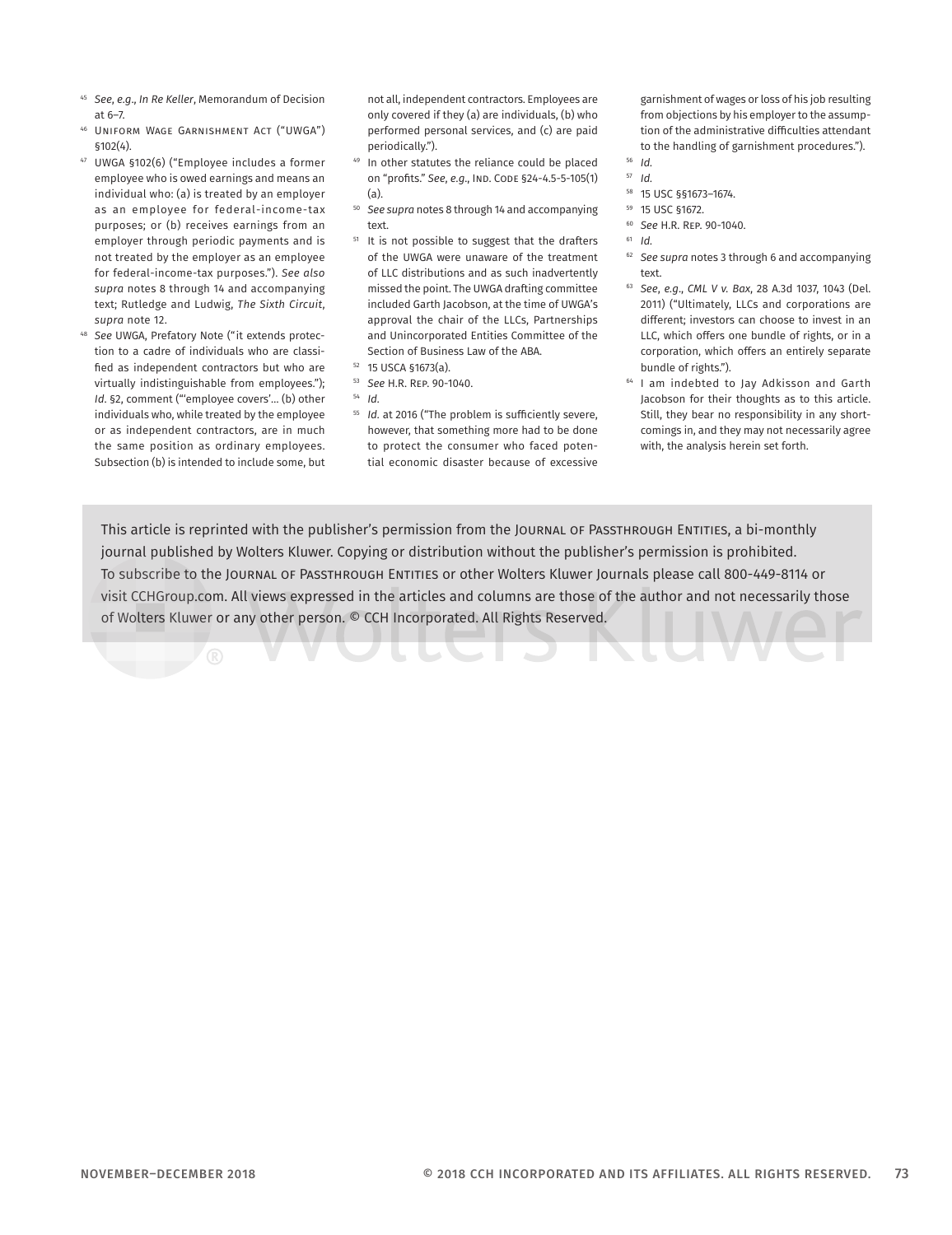[45] *See, e.g.*, *In Re Keller*, Memorandum of Decision at 6–7.

[46] Uniform Wage Garnishment Act ("UWGA") §102(4).

[47] UWGA §102(6) ("Employee includes a former employee who is owed earnings and means an individual who: (a) is treated by an employer as an employee for federal-income-tax purposes; or (b) receives earnings from an employer through periodic payments and is not treated by the employer as an employee for federal-income-tax purposes."). *See also supra* notes 8 through 14 and accompanying text; Rutledge and Ludwig, *The Sixth Circuit*, *supra* note 12.

[48] *See* UWGA, Prefatory Note ("it extends protection to a cadre of individuals who are classified as independent contractors but who are virtually indistinguishable from employees."); *Id.* §2, comment ("'employee covers'… (b) other individuals who, while treated by the employee or as independent contractors, are in much the same position as ordinary employees. Subsection (b) is intended to include some, but not all, independent contractors. Employees are only covered if they (a) are individuals, (b) who performed personal services, and (c) are paid periodically.").

[49] In other statutes the reliance could be placed on "profits." *See, e.g.*, Ind. Code §24-4.5-5-105(1)(a).

[50] *See supra* notes 8 through 14 and accompanying text.

[51] It is not possible to suggest that the drafters of the UWGA were unaware of the treatment of LLC distributions and as such inadvertently missed the point. The UWGA drafting committee included Garth Jacobson, at the time of UWGA's approval the chair of the LLCs, Partnerships and Unincorporated Entities Committee of the Section of Business Law of the ABA.

[52] 15 USCA §1673(a).

[53] *See* H.R. Rep. 90-1040.

[54] *Id.*

[55] *Id.* at 2016 ("The problem is sufficiently severe, however, that something more had to be done to protect the consumer who faced potential economic disaster because of excessive garnishment of wages or loss of his job resulting from objections by his employer to the assumption of the administrative difficulties attendant to the handling of garnishment procedures.").

[56] *Id.*

[57] *Id.*

[58] 15 USC §§1673–1674.

[59] 15 USC §1672.

[60] *See* H.R. Rep. 90-1040.

[61] *Id.*

[62] *See supra* notes 3 through 6 and accompanying text.

[63] *See, e.g.*, *CML V v. Bax*, 28 A.3d 1037, 1043 (Del. 2011) ("Ultimately, LLCs and corporations are different; investors can choose to invest in an LLC, which offers one bundle of rights, or in a corporation, which offers an entirely separate bundle of rights.").

[64] I am indebted to Jay Adkisson and Garth Jacobson for their thoughts as to this article. Still, they bear no responsibility in any shortcomings in, and they may not necessarily agree with, the analysis herein set forth.

This article is reprinted with the publisher's permission from the Journal of Passthrough Entities, a bi-monthly journal published by Wolters Kluwer. Copying or distribution without the publisher's permission is prohibited. To subscribe to the Journal of Passthrough Entities or other Wolters Kluwer Journals please call 800-449-8114 or visit CCHGroup.com. All views expressed in the articles and columns are those of the author and not necessarily those of Wolters Kluwer or any other person. © CCH Incorporated. All Rights Reserved.